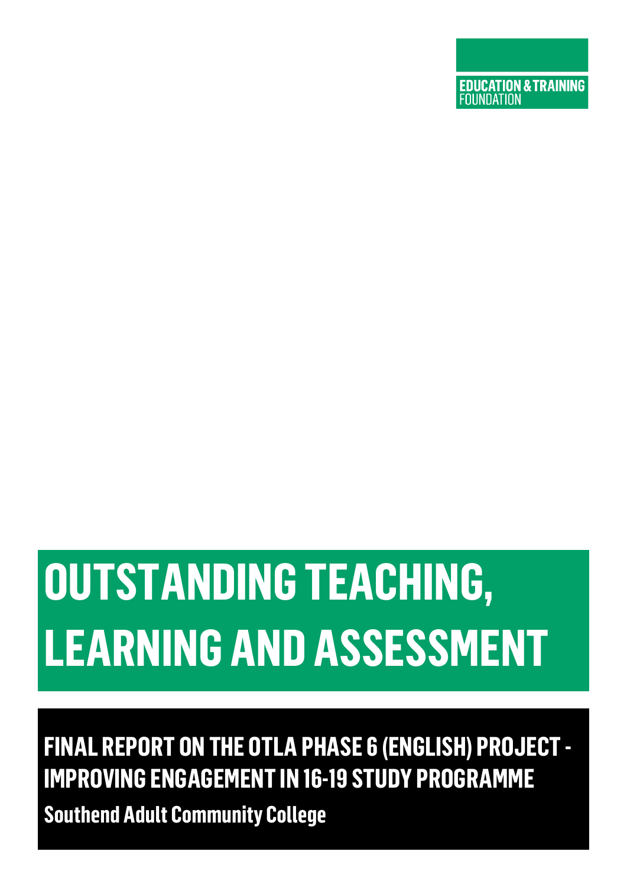EDUCATION & TRAINING FOUNDATION

# OUTSTANDING TEACHING, LEARNING AND ASSESSMENT

## FINAL REPORT ON THE OTLA PHASE 6 (ENGLISH) PROJECT - IMPROVING ENGAGEMENT IN 16-19 STUDY PROGRAMME

**Southend Adult Community College**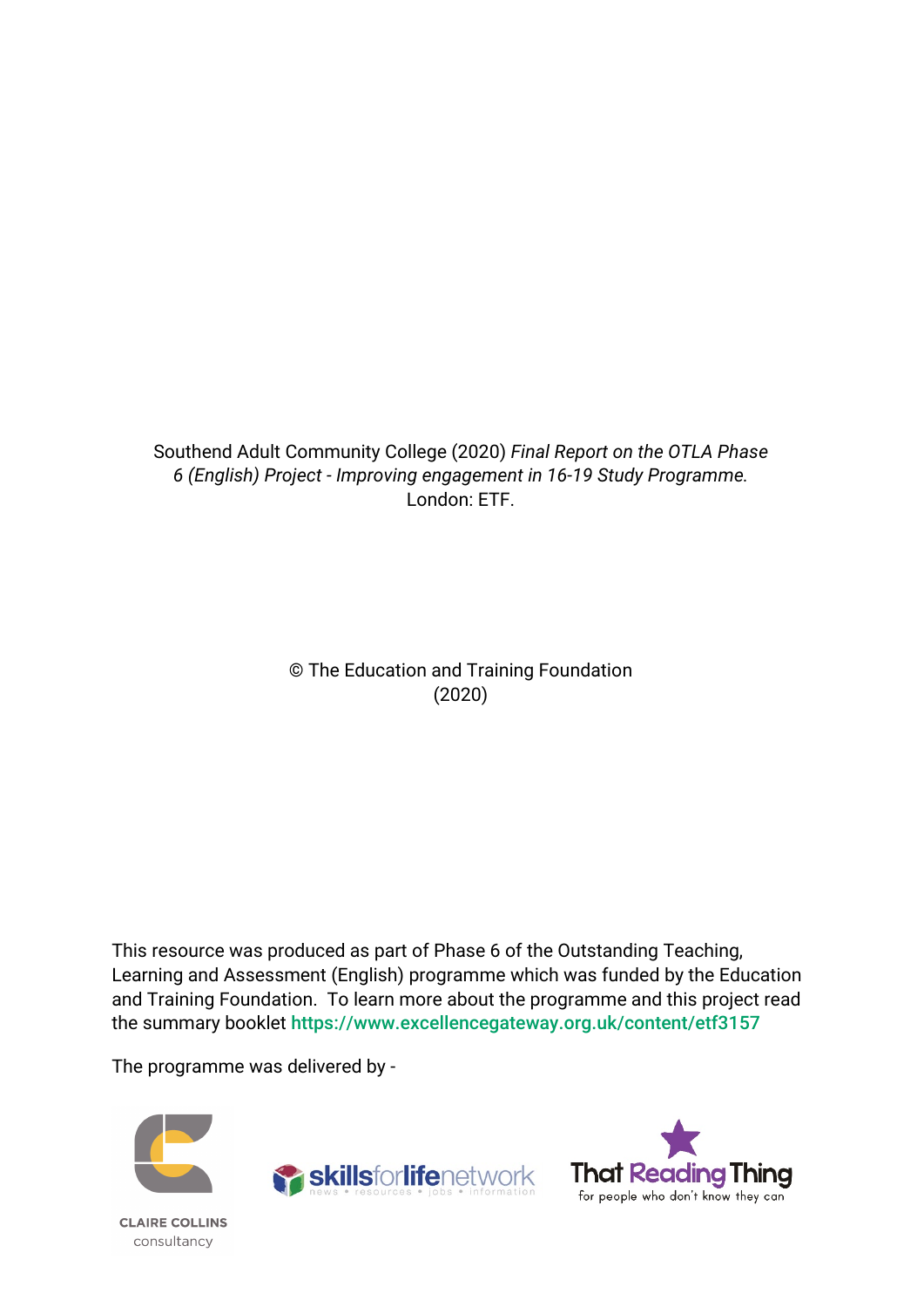Southend Adult Community College (2020) *Final Report on the OTLA Phase 6 (English) Project - Improving engagement in 16-19 Study Programme*. London: ETF.

© The Education and Training Foundation (2020)

This resource was produced as part of Phase 6 of the Outstanding Teaching, Learning and Assessment (English) programme which was funded by the Education and Training Foundation. To learn more about the programme and this project read the summary booklet https://www.excellencegateway.org.uk/content/etf3157

The programme was delivered by -

CLAIRE COLLINS consultancy

skillsforlifenetwork news • resources • jobs • information

That Reading Thing for people who don't know they can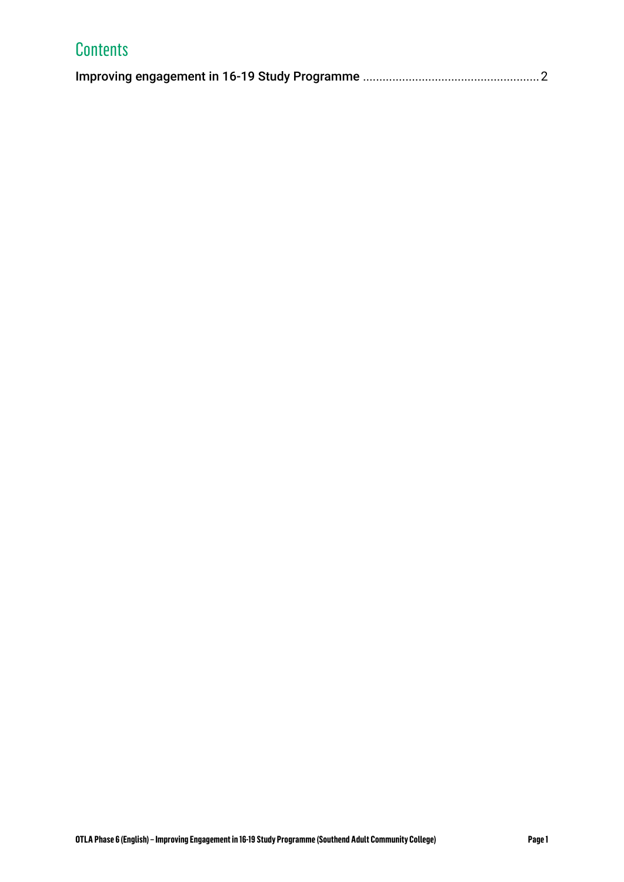# Contents

Improving engagement in 16-19 Study Programme ..................................................... 2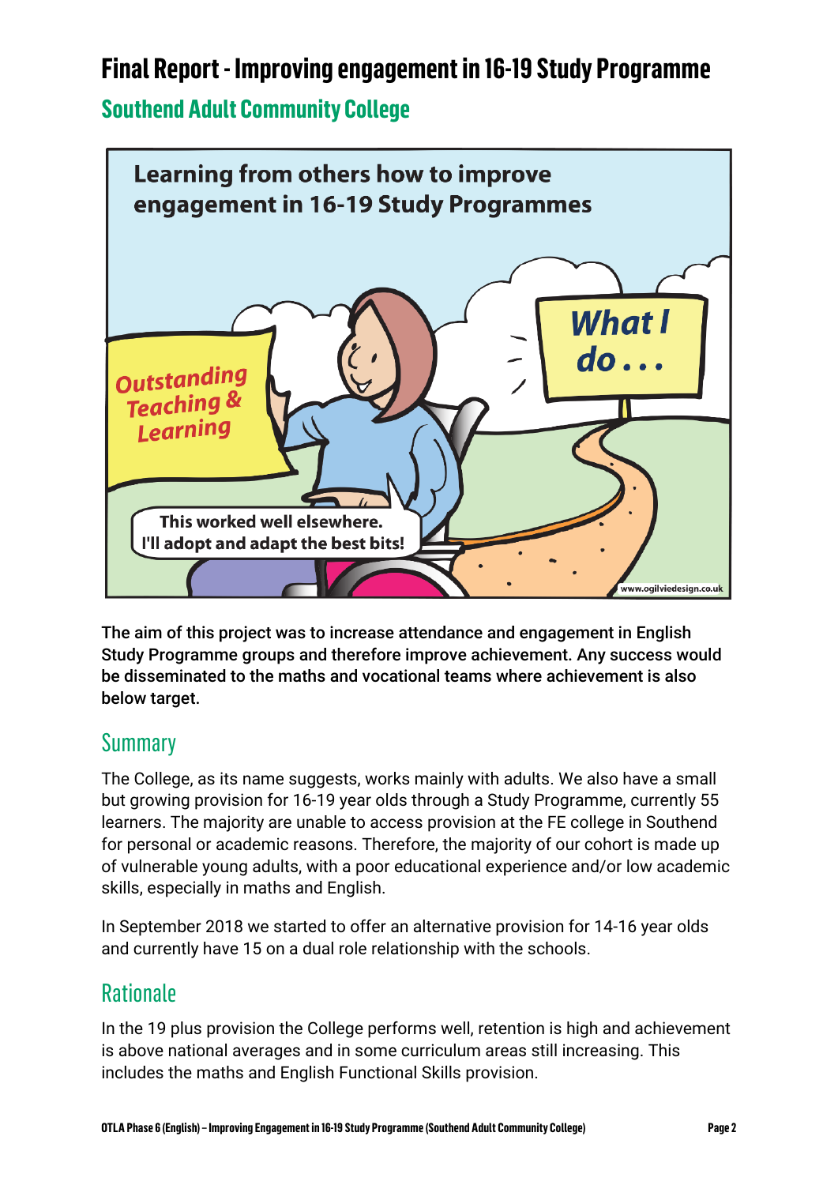# Final Report - Improving engagement in 16-19 Study Programme

## Southend Adult Community College

The aim of this project was to increase attendance and engagement in English Study Programme groups and therefore improve achievement. Any success would be disseminated to the maths and vocational teams where achievement is also below target.

## Summary

The College, as its name suggests, works mainly with adults. We also have a small but growing provision for 16-19 year olds through a Study Programme, currently 55 learners. The majority are unable to access provision at the FE college in Southend for personal or academic reasons. Therefore, the majority of our cohort is made up of vulnerable young adults, with a poor educational experience and/or low academic skills, especially in maths and English.

In September 2018 we started to offer an alternative provision for 14-16 year olds and currently have 15 on a dual role relationship with the schools.

## Rationale

In the 19 plus provision the College performs well, retention is high and achievement is above national averages and in some curriculum areas still increasing. This includes the maths and English Functional Skills provision.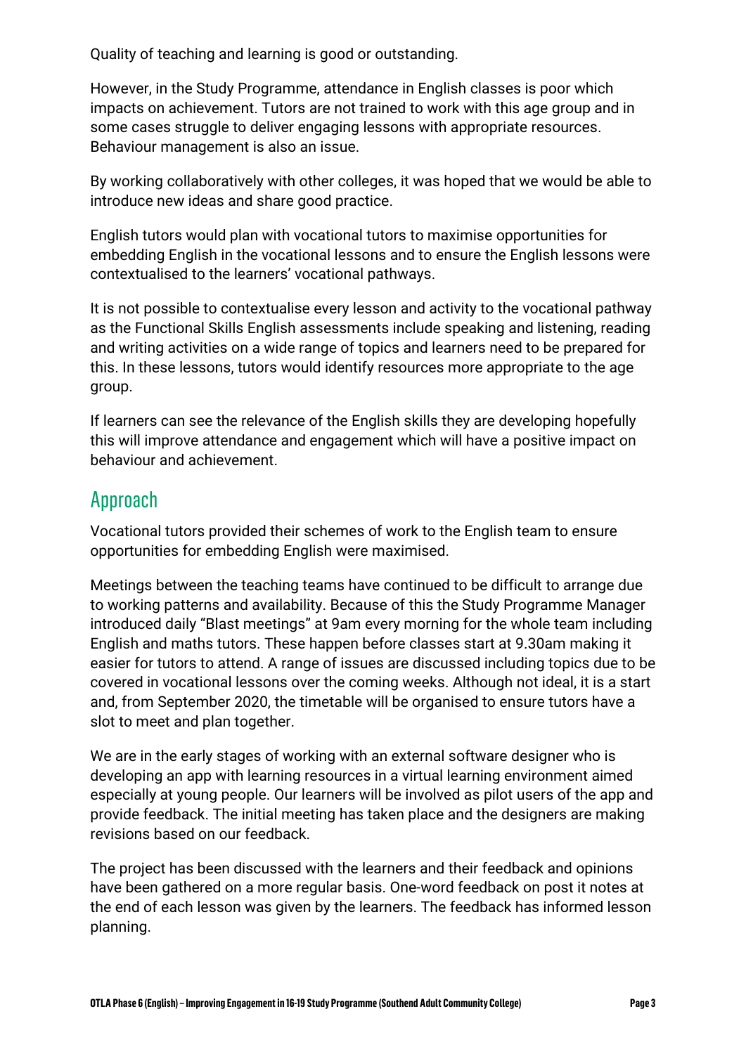Quality of teaching and learning is good or outstanding.

However, in the Study Programme, attendance in English classes is poor which impacts on achievement. Tutors are not trained to work with this age group and in some cases struggle to deliver engaging lessons with appropriate resources. Behaviour management is also an issue.

By working collaboratively with other colleges, it was hoped that we would be able to introduce new ideas and share good practice.

English tutors would plan with vocational tutors to maximise opportunities for embedding English in the vocational lessons and to ensure the English lessons were contextualised to the learners' vocational pathways.

It is not possible to contextualise every lesson and activity to the vocational pathway as the Functional Skills English assessments include speaking and listening, reading and writing activities on a wide range of topics and learners need to be prepared for this. In these lessons, tutors would identify resources more appropriate to the age group.

If learners can see the relevance of the English skills they are developing hopefully this will improve attendance and engagement which will have a positive impact on behaviour and achievement.

## Approach

Vocational tutors provided their schemes of work to the English team to ensure opportunities for embedding English were maximised.

Meetings between the teaching teams have continued to be difficult to arrange due to working patterns and availability. Because of this the Study Programme Manager introduced daily "Blast meetings" at 9am every morning for the whole team including English and maths tutors. These happen before classes start at 9.30am making it easier for tutors to attend. A range of issues are discussed including topics due to be covered in vocational lessons over the coming weeks. Although not ideal, it is a start and, from September 2020, the timetable will be organised to ensure tutors have a slot to meet and plan together.

We are in the early stages of working with an external software designer who is developing an app with learning resources in a virtual learning environment aimed especially at young people. Our learners will be involved as pilot users of the app and provide feedback. The initial meeting has taken place and the designers are making revisions based on our feedback.

The project has been discussed with the learners and their feedback and opinions have been gathered on a more regular basis. One-word feedback on post it notes at the end of each lesson was given by the learners. The feedback has informed lesson planning.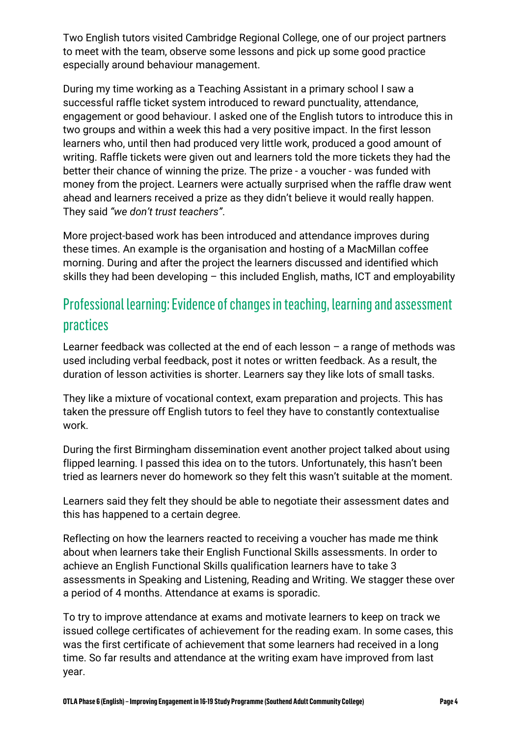Two English tutors visited Cambridge Regional College, one of our project partners to meet with the team, observe some lessons and pick up some good practice especially around behaviour management.

During my time working as a Teaching Assistant in a primary school I saw a successful raffle ticket system introduced to reward punctuality, attendance, engagement or good behaviour. I asked one of the English tutors to introduce this in two groups and within a week this had a very positive impact. In the first lesson learners who, until then had produced very little work, produced a good amount of writing. Raffle tickets were given out and learners told the more tickets they had the better their chance of winning the prize. The prize - a voucher - was funded with money from the project. Learners were actually surprised when the raffle draw went ahead and learners received a prize as they didn't believe it would really happen. They said *"we don't trust teachers"*.

More project-based work has been introduced and attendance improves during these times. An example is the organisation and hosting of a MacMillan coffee morning. During and after the project the learners discussed and identified which skills they had been developing – this included English, maths, ICT and employability

## Professional learning: Evidence of changes in teaching, learning and assessment practices

Learner feedback was collected at the end of each lesson – a range of methods was used including verbal feedback, post it notes or written feedback. As a result, the duration of lesson activities is shorter. Learners say they like lots of small tasks.

They like a mixture of vocational context, exam preparation and projects. This has taken the pressure off English tutors to feel they have to constantly contextualise work.

During the first Birmingham dissemination event another project talked about using flipped learning. I passed this idea on to the tutors. Unfortunately, this hasn't been tried as learners never do homework so they felt this wasn't suitable at the moment.

Learners said they felt they should be able to negotiate their assessment dates and this has happened to a certain degree.

Reflecting on how the learners reacted to receiving a voucher has made me think about when learners take their English Functional Skills assessments. In order to achieve an English Functional Skills qualification learners have to take 3 assessments in Speaking and Listening, Reading and Writing. We stagger these over a period of 4 months. Attendance at exams is sporadic.

To try to improve attendance at exams and motivate learners to keep on track we issued college certificates of achievement for the reading exam. In some cases, this was the first certificate of achievement that some learners had received in a long time. So far results and attendance at the writing exam have improved from last year.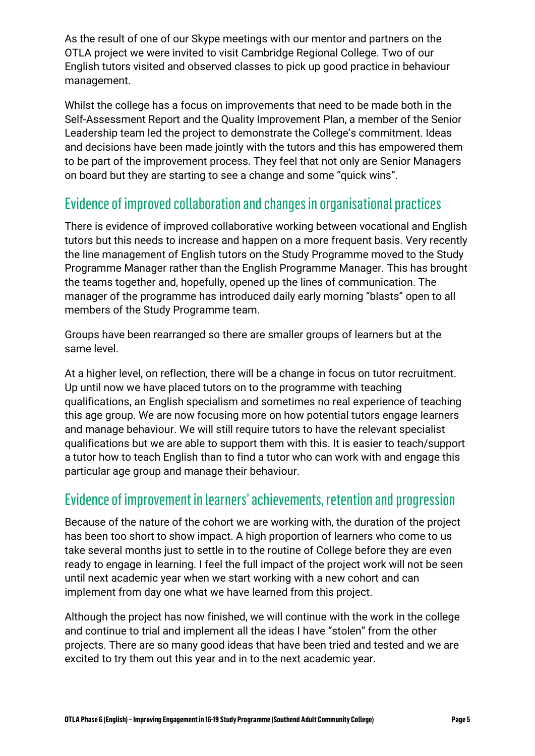As the result of one of our Skype meetings with our mentor and partners on the OTLA project we were invited to visit Cambridge Regional College. Two of our English tutors visited and observed classes to pick up good practice in behaviour management.

Whilst the college has a focus on improvements that need to be made both in the Self-Assessment Report and the Quality Improvement Plan, a member of the Senior Leadership team led the project to demonstrate the College's commitment. Ideas and decisions have been made jointly with the tutors and this has empowered them to be part of the improvement process. They feel that not only are Senior Managers on board but they are starting to see a change and some "quick wins".

## Evidence of improved collaboration and changes in organisational practices

There is evidence of improved collaborative working between vocational and English tutors but this needs to increase and happen on a more frequent basis. Very recently the line management of English tutors on the Study Programme moved to the Study Programme Manager rather than the English Programme Manager. This has brought the teams together and, hopefully, opened up the lines of communication. The manager of the programme has introduced daily early morning "blasts" open to all members of the Study Programme team.

Groups have been rearranged so there are smaller groups of learners but at the same level.

At a higher level, on reflection, there will be a change in focus on tutor recruitment. Up until now we have placed tutors on to the programme with teaching qualifications, an English specialism and sometimes no real experience of teaching this age group. We are now focusing more on how potential tutors engage learners and manage behaviour. We will still require tutors to have the relevant specialist qualifications but we are able to support them with this. It is easier to teach/support a tutor how to teach English than to find a tutor who can work with and engage this particular age group and manage their behaviour.

## Evidence of improvement in learners' achievements, retention and progression

Because of the nature of the cohort we are working with, the duration of the project has been too short to show impact. A high proportion of learners who come to us take several months just to settle in to the routine of College before they are even ready to engage in learning. I feel the full impact of the project work will not be seen until next academic year when we start working with a new cohort and can implement from day one what we have learned from this project.

Although the project has now finished, we will continue with the work in the college and continue to trial and implement all the ideas I have "stolen" from the other projects. There are so many good ideas that have been tried and tested and we are excited to try them out this year and in to the next academic year.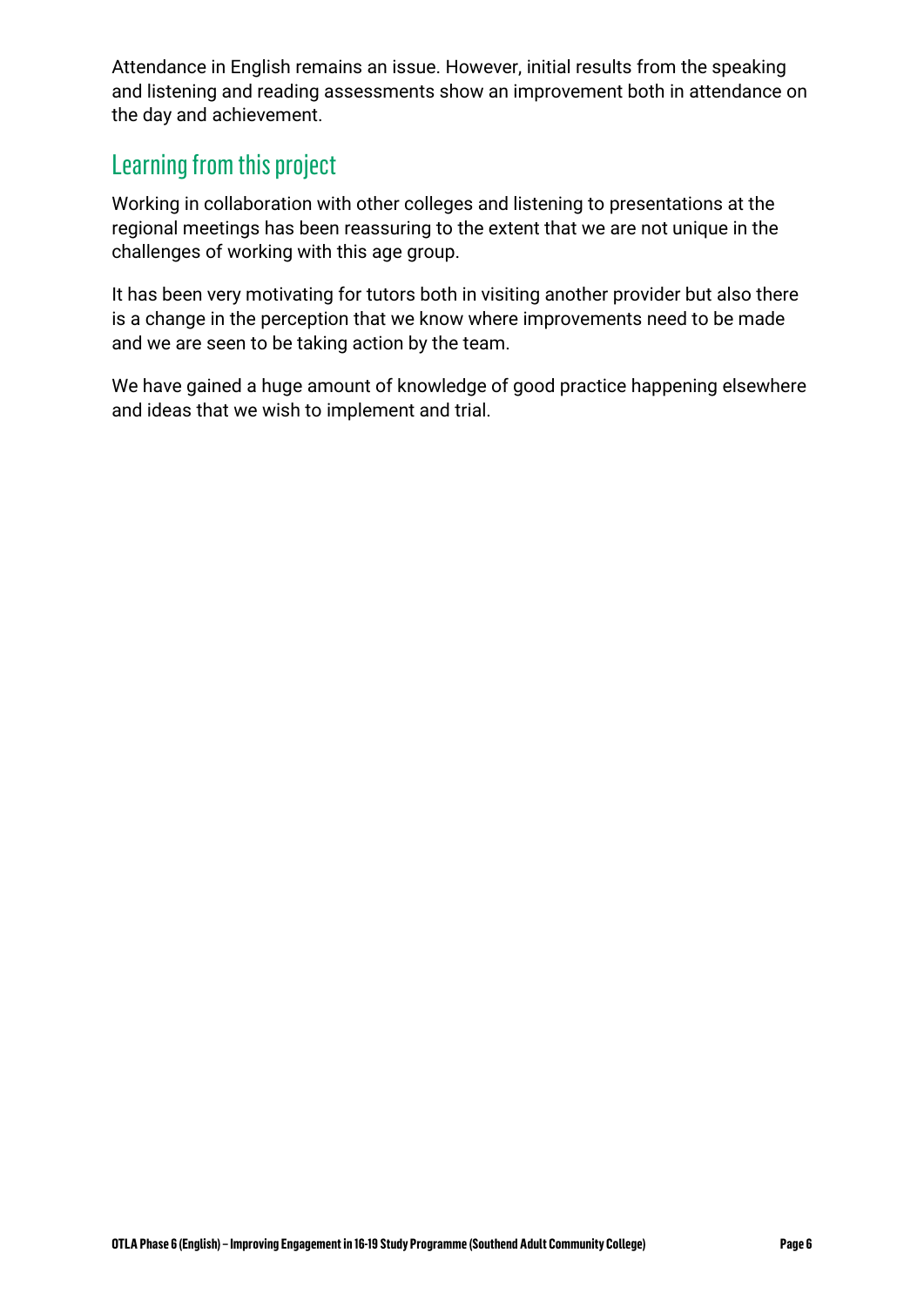Attendance in English remains an issue. However, initial results from the speaking and listening and reading assessments show an improvement both in attendance on the day and achievement.

## Learning from this project

Working in collaboration with other colleges and listening to presentations at the regional meetings has been reassuring to the extent that we are not unique in the challenges of working with this age group.

It has been very motivating for tutors both in visiting another provider but also there is a change in the perception that we know where improvements need to be made and we are seen to be taking action by the team.

We have gained a huge amount of knowledge of good practice happening elsewhere and ideas that we wish to implement and trial.